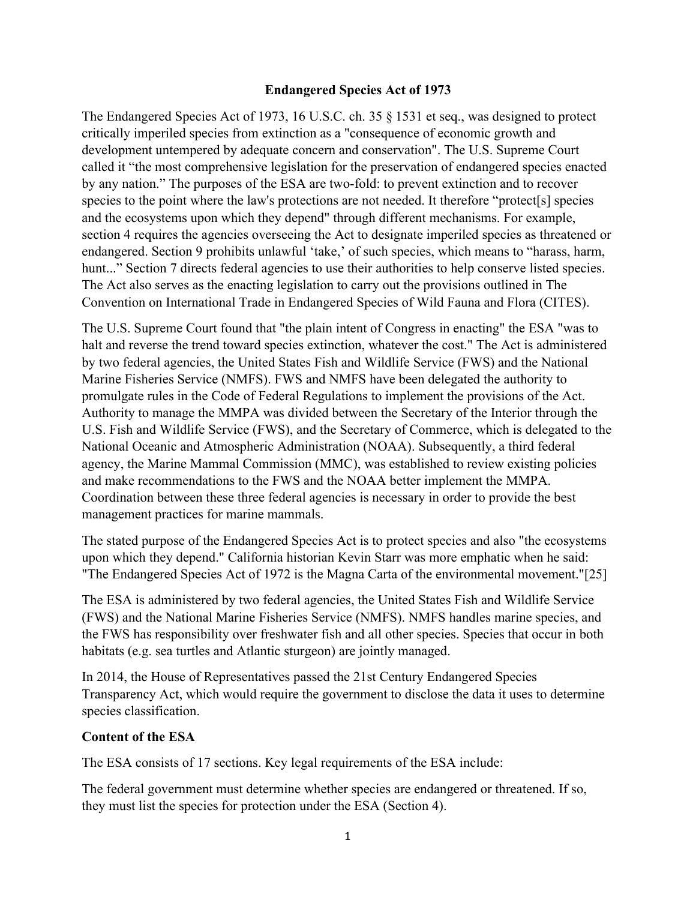# Endangered Species Act of 1973

The Endangered Species Act of 1973, 16 U.S.C. ch. 35 § 1531 et seq., was designed to protect critically imperiled species from extinction as a "consequence of economic growth and development untempered by adequate concern and conservation". The U.S. Supreme Court called it "the most comprehensive legislation for the preservation of endangered species enacted by any nation." The purposes of the ESA are two-fold: to prevent extinction and to recover species to the point where the law's protections are not needed. It therefore "protect[s] species and the ecosystems upon which they depend" through different mechanisms. For example, section 4 requires the agencies overseeing the Act to designate imperiled species as threatened or endangered. Section 9 prohibits unlawful 'take,' of such species, which means to "harass, harm, hunt..." Section 7 directs federal agencies to use their authorities to help conserve listed species. The Act also serves as the enacting legislation to carry out the provisions outlined in The Convention on International Trade in Endangered Species of Wild Fauna and Flora (CITES).

The U.S. Supreme Court found that "the plain intent of Congress in enacting" the ESA "was to halt and reverse the trend toward species extinction, whatever the cost." The Act is administered by two federal agencies, the United States Fish and Wildlife Service (FWS) and the National Marine Fisheries Service (NMFS). FWS and NMFS have been delegated the authority to promulgate rules in the Code of Federal Regulations to implement the provisions of the Act. Authority to manage the MMPA was divided between the Secretary of the Interior through the U.S. Fish and Wildlife Service (FWS), and the Secretary of Commerce, which is delegated to the National Oceanic and Atmospheric Administration (NOAA). Subsequently, a third federal agency, the Marine Mammal Commission (MMC), was established to review existing policies and make recommendations to the FWS and the NOAA better implement the MMPA. Coordination between these three federal agencies is necessary in order to provide the best management practices for marine mammals.

The stated purpose of the Endangered Species Act is to protect species and also "the ecosystems upon which they depend." California historian Kevin Starr was more emphatic when he said: "The Endangered Species Act of 1972 is the Magna Carta of the environmental movement."[25]

The ESA is administered by two federal agencies, the United States Fish and Wildlife Service (FWS) and the National Marine Fisheries Service (NMFS). NMFS handles marine species, and the FWS has responsibility over freshwater fish and all other species. Species that occur in both habitats (e.g. sea turtles and Atlantic sturgeon) are jointly managed.

In 2014, the House of Representatives passed the 21st Century Endangered Species Transparency Act, which would require the government to disclose the data it uses to determine species classification.

## Content of the ESA

The ESA consists of 17 sections. Key legal requirements of the ESA include:

The federal government must determine whether species are endangered or threatened. If so, they must list the species for protection under the ESA (Section 4).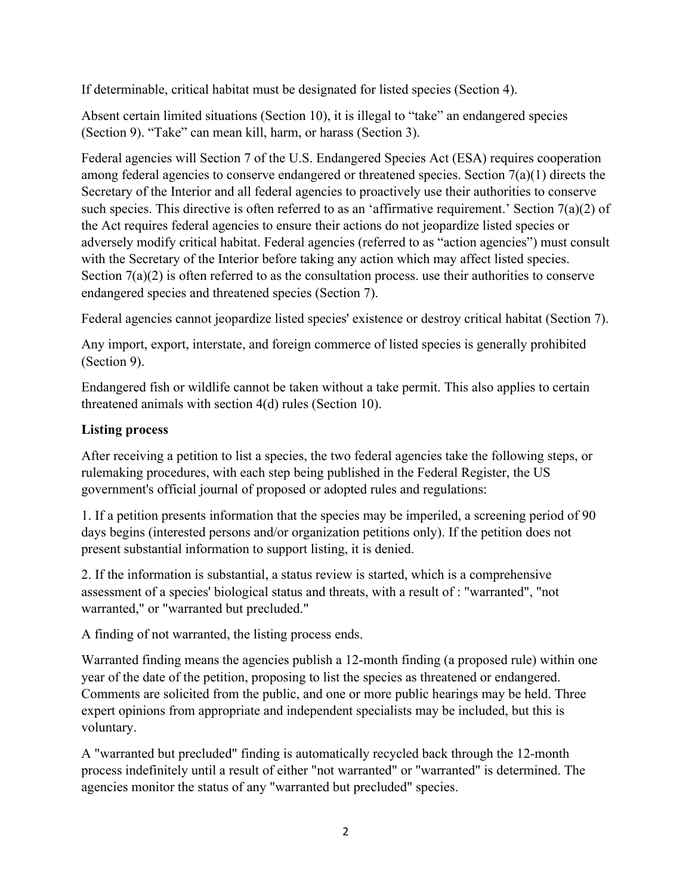If determinable, critical habitat must be designated for listed species (Section 4).

Absent certain limited situations (Section 10), it is illegal to "take" an endangered species (Section 9). "Take" can mean kill, harm, or harass (Section 3).

Federal agencies will Section 7 of the U.S. Endangered Species Act (ESA) requires cooperation among federal agencies to conserve endangered or threatened species. Section 7(a)(1) directs the Secretary of the Interior and all federal agencies to proactively use their authorities to conserve such species. This directive is often referred to as an 'affirmative requirement.' Section 7(a)(2) of the Act requires federal agencies to ensure their actions do not jeopardize listed species or adversely modify critical habitat. Federal agencies (referred to as "action agencies") must consult with the Secretary of the Interior before taking any action which may affect listed species. Section 7(a)(2) is often referred to as the consultation process. use their authorities to conserve endangered species and threatened species (Section 7).

Federal agencies cannot jeopardize listed species' existence or destroy critical habitat (Section 7).

Any import, export, interstate, and foreign commerce of listed species is generally prohibited (Section 9).

Endangered fish or wildlife cannot be taken without a take permit. This also applies to certain threatened animals with section 4(d) rules (Section 10).

**Listing process**

After receiving a petition to list a species, the two federal agencies take the following steps, or rulemaking procedures, with each step being published in the Federal Register, the US government's official journal of proposed or adopted rules and regulations:

1. If a petition presents information that the species may be imperiled, a screening period of 90 days begins (interested persons and/or organization petitions only). If the petition does not present substantial information to support listing, it is denied.

2. If the information is substantial, a status review is started, which is a comprehensive assessment of a species' biological status and threats, with a result of : "warranted", "not warranted," or "warranted but precluded."

A finding of not warranted, the listing process ends.

Warranted finding means the agencies publish a 12-month finding (a proposed rule) within one year of the date of the petition, proposing to list the species as threatened or endangered. Comments are solicited from the public, and one or more public hearings may be held. Three expert opinions from appropriate and independent specialists may be included, but this is voluntary.

A "warranted but precluded" finding is automatically recycled back through the 12-month process indefinitely until a result of either "not warranted" or "warranted" is determined. The agencies monitor the status of any "warranted but precluded" species.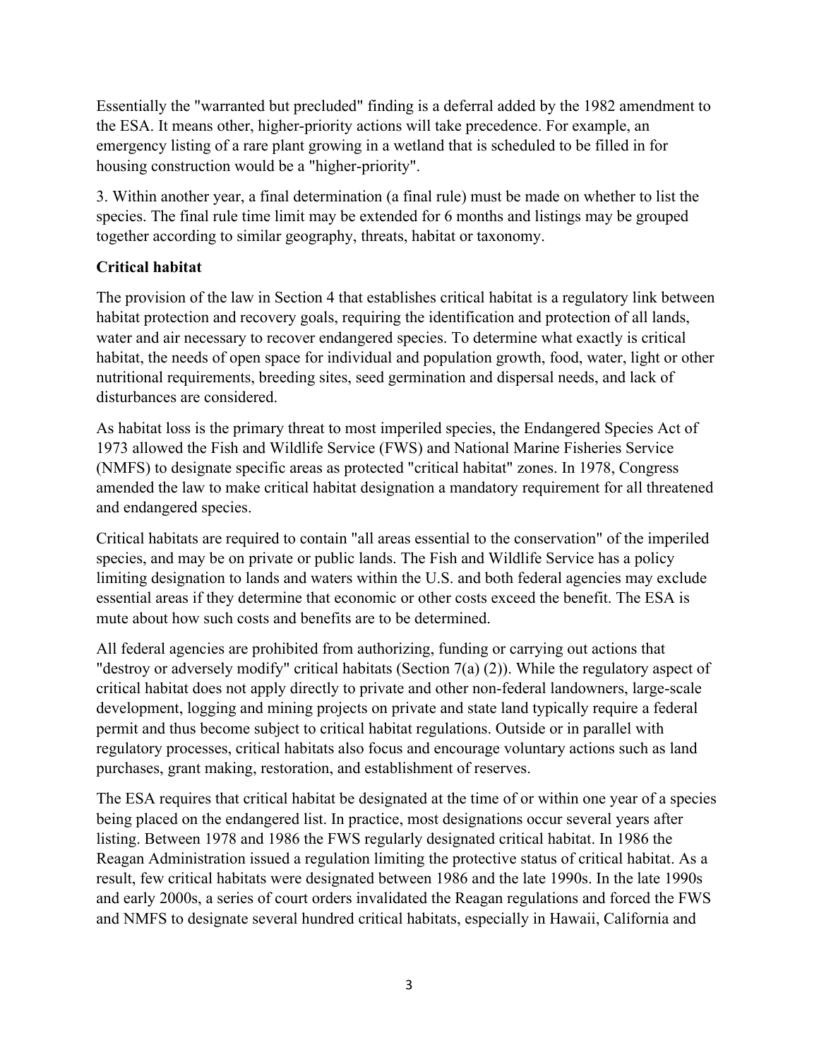Essentially the "warranted but precluded" finding is a deferral added by the 1982 amendment to the ESA. It means other, higher-priority actions will take precedence. For example, an emergency listing of a rare plant growing in a wetland that is scheduled to be filled in for housing construction would be a "higher-priority".

3. Within another year, a final determination (a final rule) must be made on whether to list the species. The final rule time limit may be extended for 6 months and listings may be grouped together according to similar geography, threats, habitat or taxonomy.

**Critical habitat**

The provision of the law in Section 4 that establishes critical habitat is a regulatory link between habitat protection and recovery goals, requiring the identification and protection of all lands, water and air necessary to recover endangered species. To determine what exactly is critical habitat, the needs of open space for individual and population growth, food, water, light or other nutritional requirements, breeding sites, seed germination and dispersal needs, and lack of disturbances are considered.

As habitat loss is the primary threat to most imperiled species, the Endangered Species Act of 1973 allowed the Fish and Wildlife Service (FWS) and National Marine Fisheries Service (NMFS) to designate specific areas as protected "critical habitat" zones. In 1978, Congress amended the law to make critical habitat designation a mandatory requirement for all threatened and endangered species.

Critical habitats are required to contain "all areas essential to the conservation" of the imperiled species, and may be on private or public lands. The Fish and Wildlife Service has a policy limiting designation to lands and waters within the U.S. and both federal agencies may exclude essential areas if they determine that economic or other costs exceed the benefit. The ESA is mute about how such costs and benefits are to be determined.

All federal agencies are prohibited from authorizing, funding or carrying out actions that "destroy or adversely modify" critical habitats (Section 7(a) (2)). While the regulatory aspect of critical habitat does not apply directly to private and other non-federal landowners, large-scale development, logging and mining projects on private and state land typically require a federal permit and thus become subject to critical habitat regulations. Outside or in parallel with regulatory processes, critical habitats also focus and encourage voluntary actions such as land purchases, grant making, restoration, and establishment of reserves.

The ESA requires that critical habitat be designated at the time of or within one year of a species being placed on the endangered list. In practice, most designations occur several years after listing. Between 1978 and 1986 the FWS regularly designated critical habitat. In 1986 the Reagan Administration issued a regulation limiting the protective status of critical habitat. As a result, few critical habitats were designated between 1986 and the late 1990s. In the late 1990s and early 2000s, a series of court orders invalidated the Reagan regulations and forced the FWS and NMFS to designate several hundred critical habitats, especially in Hawaii, California and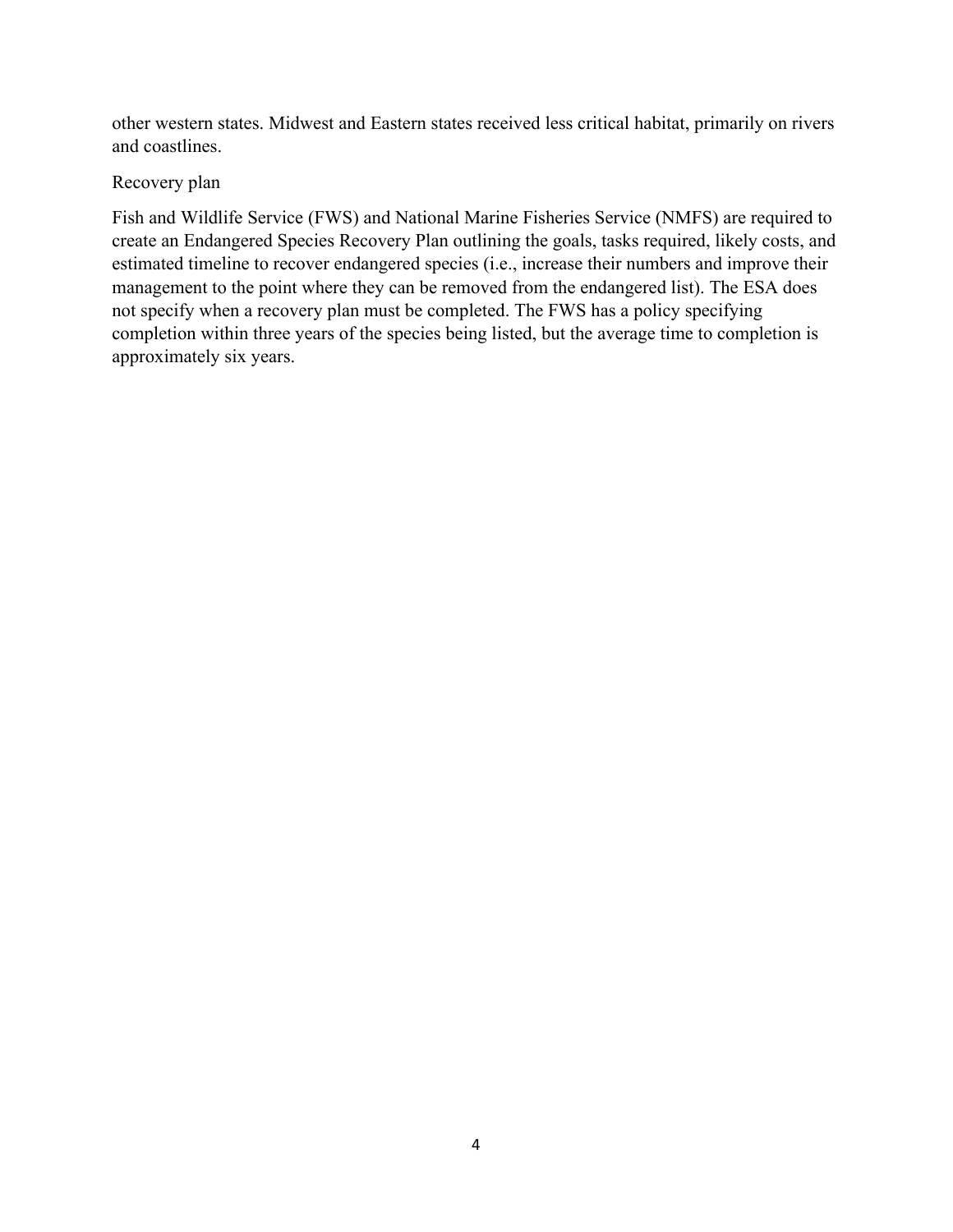other western states. Midwest and Eastern states received less critical habitat, primarily on rivers and coastlines.

## Recovery plan

Fish and Wildlife Service (FWS) and National Marine Fisheries Service (NMFS) are required to create an Endangered Species Recovery Plan outlining the goals, tasks required, likely costs, and estimated timeline to recover endangered species (i.e., increase their numbers and improve their management to the point where they can be removed from the endangered list). The ESA does not specify when a recovery plan must be completed. The FWS has a policy specifying completion within three years of the species being listed, but the average time to completion is approximately six years.